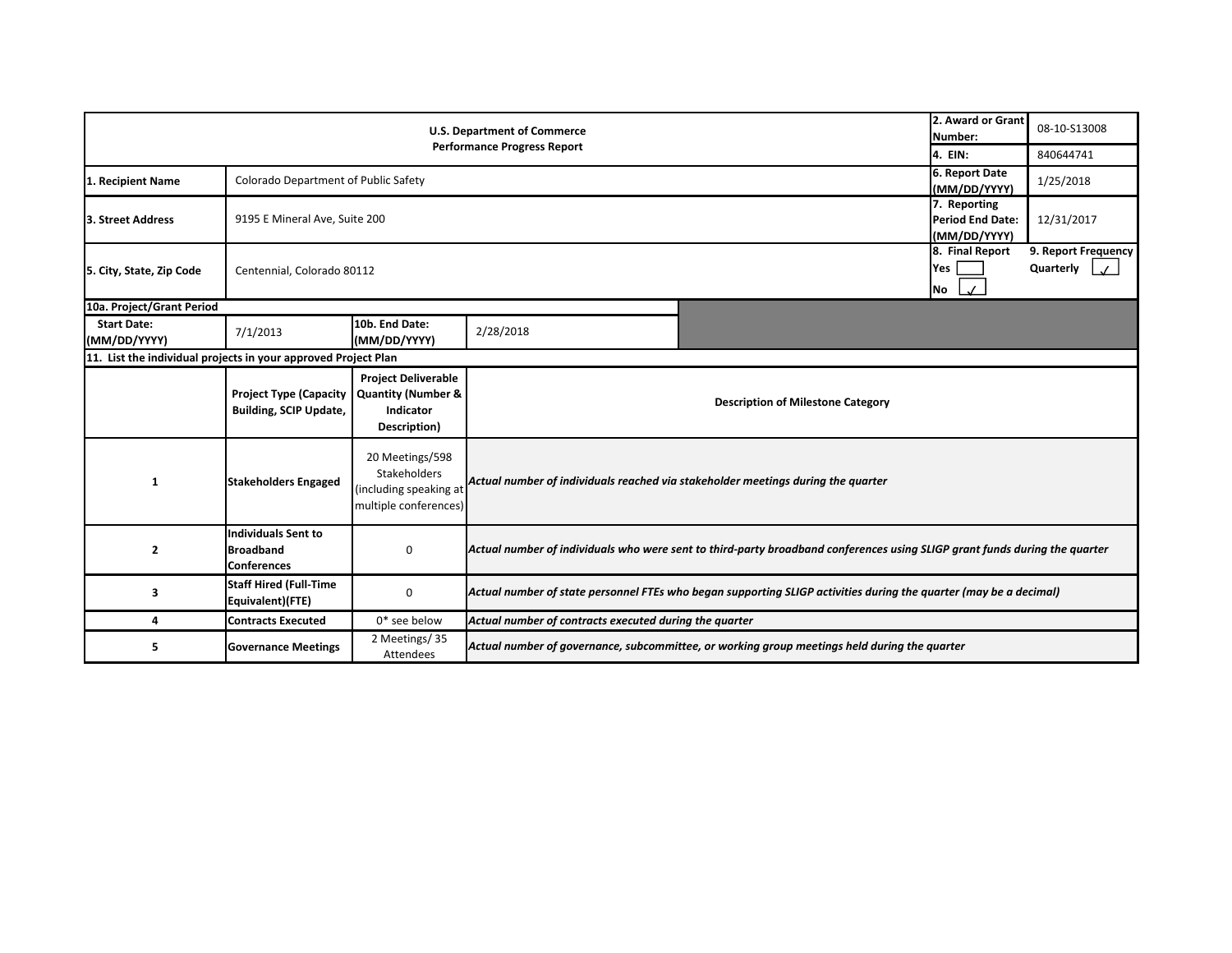# U.S. Department of Commerce
## Performance Progress Report

| | |
|---|---|
| **2. Award or Grant Number:** | 08-10-S13008 |
| **4. EIN:** | 840644741 |
| **1. Recipient Name** | Colorado Department of Public Safety |
| **6. Report Date (MM/DD/YYYY)** | 1/25/2018 |
| **3. Street Address** | 9195 E Mineral Ave, Suite 200 |
| **7. Reporting Period End Date: (MM/DD/YYYY)** | 12/31/2017 |
| **5. City, State, Zip Code** | Centennial, Colorado 80112 |
| **8. Final Report** | Yes ☐ No ☑ |
| **9. Report Frequency** | Quarterly ☑ |

**10a. Project/Grant Period**

| **Start Date: (MM/DD/YYYY)** | 7/1/2013 | **10b. End Date: (MM/DD/YYYY)** | 2/28/2018 |
|---|---|---|---|

**11. List the individual projects in your approved Project Plan**

| | Project Type (Capacity Building, SCIP Update, | Project Deliverable Quantity (Number & Indicator Description) | Description of Milestone Category |
|---|---|---|---|
| 1 | **Stakeholders Engaged** | 20 Meetings/598 Stakeholders (including speaking at multiple conferences) | *Actual number of individuals reached via stakeholder meetings during the quarter* |
| 2 | **Individuals Sent to Broadband Conferences** | 0 | *Actual number of individuals who were sent to third-party broadband conferences using SLIGP grant funds during the quarter* |
| 3 | **Staff Hired (Full-Time Equivalent)(FTE)** | 0 | *Actual number of state personnel FTEs who began supporting SLIGP activities during the quarter (may be a decimal)* |
| 4 | **Contracts Executed** | 0* see below | *Actual number of contracts executed during the quarter* |
| 5 | **Governance Meetings** | 2 Meetings/ 35 Attendees | *Actual number of governance, subcommittee, or working group meetings held during the quarter* |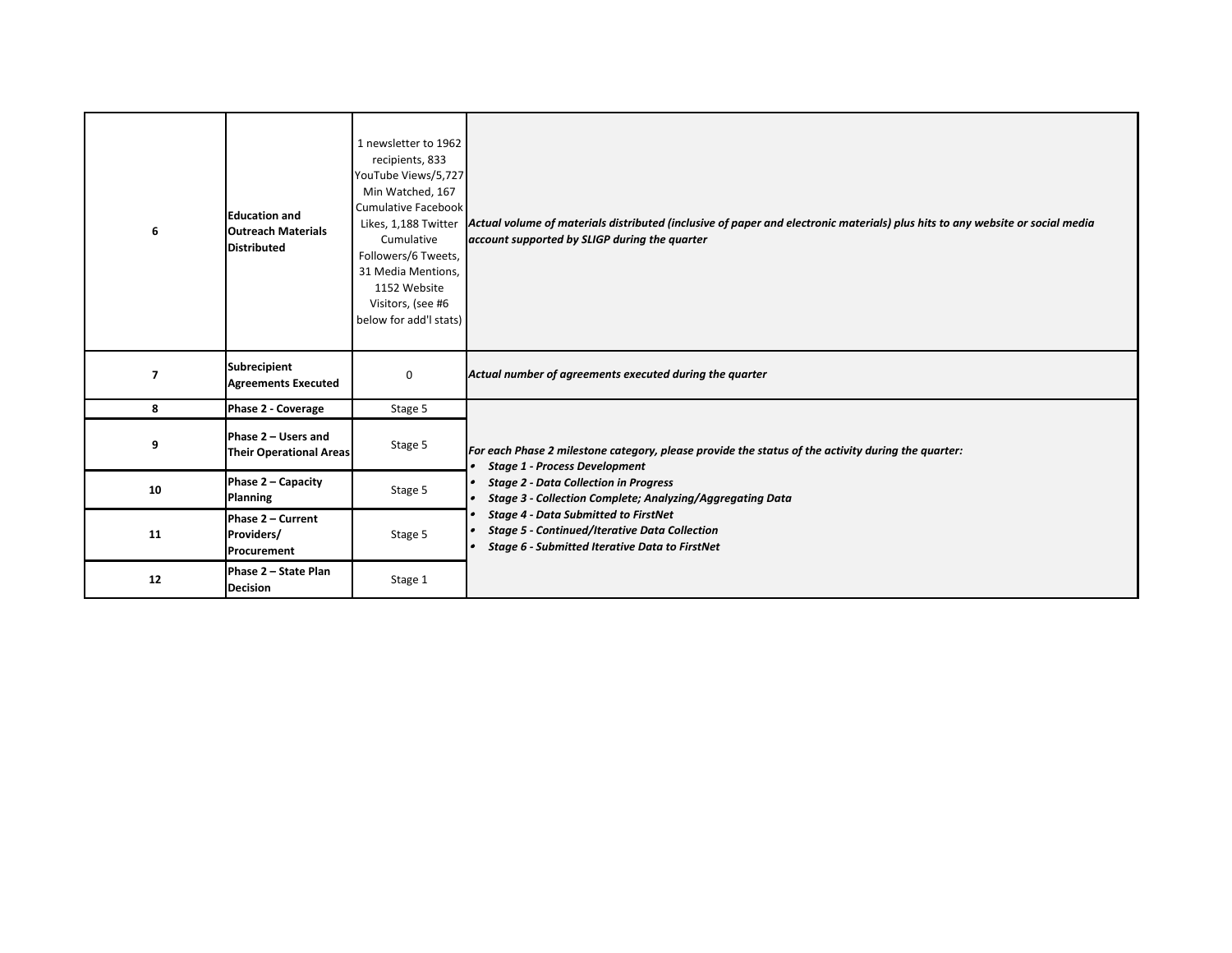| | | | |
|---|---|---|---|
| 6 | **Education and Outreach Materials Distributed** | 1 newsletter to 1962 recipients, 833 YouTube Views/5,727 Min Watched, 167 Cumulative Facebook Likes, 1,188 Twitter Cumulative Followers/6 Tweets, 31 Media Mentions, 1152 Website Visitors, (see #6 below for add'l stats) | ***Actual volume of materials distributed (inclusive of paper and electronic materials) plus hits to any website or social media account supported by SLIGP during the quarter*** |
| 7 | **Subrecipient Agreements Executed** | 0 | ***Actual number of agreements executed during the quarter*** |
| 8 | **Phase 2 - Coverage** | Stage 5 | ***For each Phase 2 milestone category, please provide the status of the activity during the quarter:***<br>• ***Stage 1 - Process Development***<br>• ***Stage 2 - Data Collection in Progress***<br>• ***Stage 3 - Collection Complete; Analyzing/Aggregating Data***<br>• ***Stage 4 - Data Submitted to FirstNet***<br>• ***Stage 5 - Continued/Iterative Data Collection***<br>• ***Stage 6 - Submitted Iterative Data to FirstNet*** |
| 9 | **Phase 2 – Users and Their Operational Areas** | Stage 5 | |
| 10 | **Phase 2 – Capacity Planning** | Stage 5 | |
| 11 | **Phase 2 – Current Providers/ Procurement** | Stage 5 | |
| 12 | **Phase 2 – State Plan Decision** | Stage 1 | |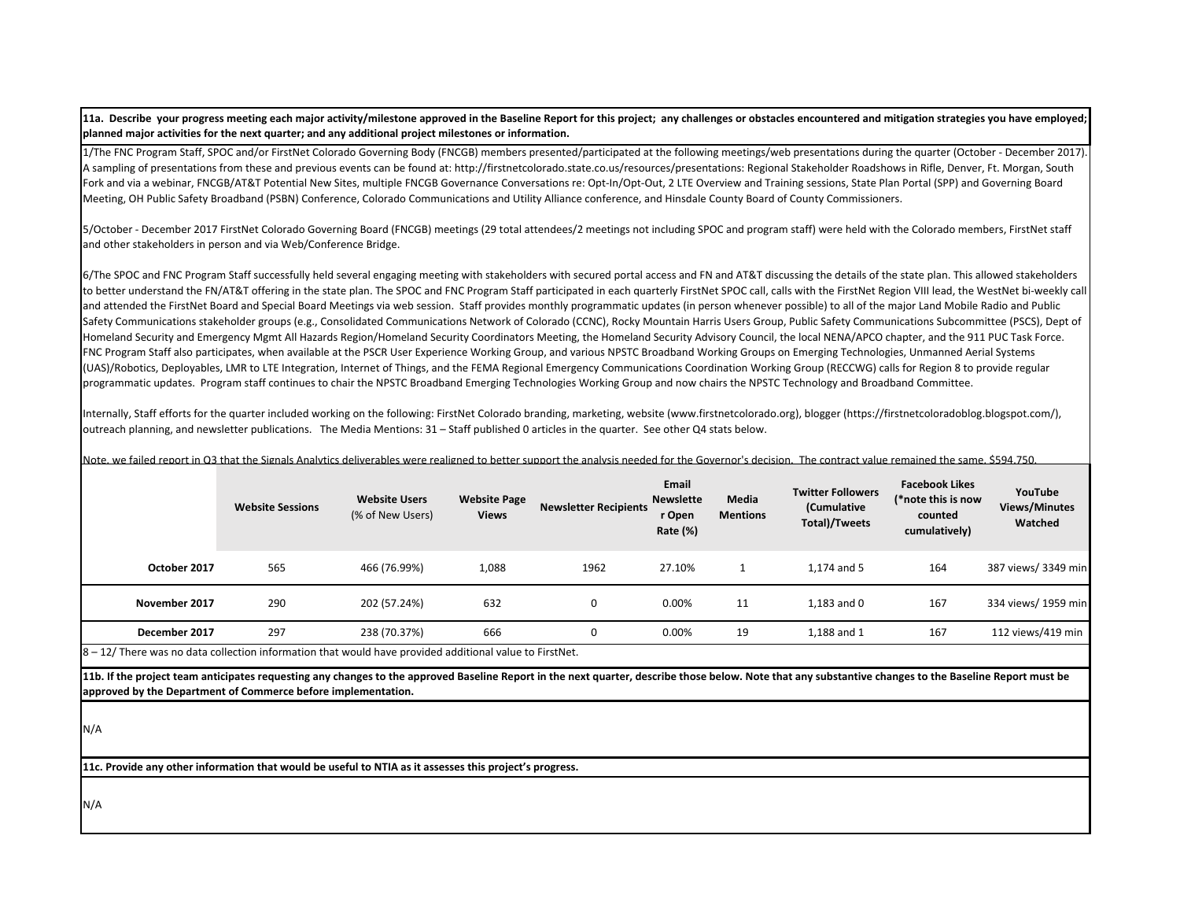**11a. Describe your progress meeting each major activity/milestone approved in the Baseline Report for this project; any challenges or obstacles encountered and mitigation strategies you have employed; planned major activities for the next quarter; and any additional project milestones or information.**

1/The FNC Program Staff, SPOC and/or FirstNet Colorado Governing Body (FNCGB) members presented/participated at the following meetings/web presentations during the quarter (October - December 2017). A sampling of presentations from these and previous events can be found at: http://firstnetcolorado.state.co.us/resources/presentations: Regional Stakeholder Roadshows in Rifle, Denver, Ft. Morgan, South Fork and via a webinar, FNCGB/AT&T Potential New Sites, multiple FNCGB Governance Conversations re: Opt-In/Opt-Out, 2 LTE Overview and Training sessions, State Plan Portal (SPP) and Governing Board Meeting, OH Public Safety Broadband (PSBN) Conference, Colorado Communications and Utility Alliance conference, and Hinsdale County Board of County Commissioners.

5/October - December 2017 FirstNet Colorado Governing Board (FNCGB) meetings (29 total attendees/2 meetings not including SPOC and program staff) were held with the Colorado members, FirstNet staff and other stakeholders in person and via Web/Conference Bridge.

6/The SPOC and FNC Program Staff successfully held several engaging meeting with stakeholders with secured portal access and FN and AT&T discussing the details of the state plan. This allowed stakeholders to better understand the FN/AT&T offering in the state plan. The SPOC and FNC Program Staff participated in each quarterly FirstNet SPOC call, calls with the FirstNet Region VIII lead, the WestNet bi-weekly call and attended the FirstNet Board and Special Board Meetings via web session. Staff provides monthly programmatic updates (in person whenever possible) to all of the major Land Mobile Radio and Public Safety Communications stakeholder groups (e.g., Consolidated Communications Network of Colorado (CCNC), Rocky Mountain Harris Users Group, Public Safety Communications Subcommittee (PSCS), Dept of Homeland Security and Emergency Mgmt All Hazards Region/Homeland Security Coordinators Meeting, the Homeland Security Advisory Council, the local NENA/APCO chapter, and the 911 PUC Task Force. FNC Program Staff also participates, when available at the PSCR User Experience Working Group, and various NPSTC Broadband Working Groups on Emerging Technologies, Unmanned Aerial Systems (UAS)/Robotics, Deployables, LMR to LTE Integration, Internet of Things, and the FEMA Regional Emergency Communications Coordination Working Group (RECCWG) calls for Region 8 to provide regular programmatic updates. Program staff continues to chair the NPSTC Broadband Emerging Technologies Working Group and now chairs the NPSTC Technology and Broadband Committee.

Internally, Staff efforts for the quarter included working on the following: FirstNet Colorado branding, marketing, website (www.firstnetcolorado.org), blogger (https://firstnetcoloradoblog.blogspot.com/), outreach planning, and newsletter publications. The Media Mentions: 31 – Staff published 0 articles in the quarter. See other Q4 stats below.

Note, we failed report in Q3 that the Signals Analytics deliverables were realigned to better support the analysis needed for the Governor's decision. The contract value remained the same, $594,750.

| | Website Sessions | Website Users (% of New Users) | Website Page Views | Newsletter Recipients | Email Newsletter Open Rate (%) | Media Mentions | Twitter Followers (Cumulative Total)/Tweets | Facebook Likes (*note this is now counted cumulatively) | YouTube Views/Minutes Watched |
|---|---|---|---|---|---|---|---|---|---|
| **October 2017** | 565 | 466 (76.99%) | 1,088 | 1962 | 27.10% | 1 | 1,174 and 5 | 164 | 387 views/ 3349 min |
| **November 2017** | 290 | 202 (57.24%) | 632 | 0 | 0.00% | 11 | 1,183 and 0 | 167 | 334 views/ 1959 min |
| **December 2017** | 297 | 238 (70.37%) | 666 | 0 | 0.00% | 19 | 1,188 and 1 | 167 | 112 views/419 min |

8 – 12/ There was no data collection information that would have provided additional value to FirstNet.

**11b. If the project team anticipates requesting any changes to the approved Baseline Report in the next quarter, describe those below. Note that any substantive changes to the Baseline Report must be approved by the Department of Commerce before implementation.**

N/A

**11c. Provide any other information that would be useful to NTIA as it assesses this project's progress.**

N/A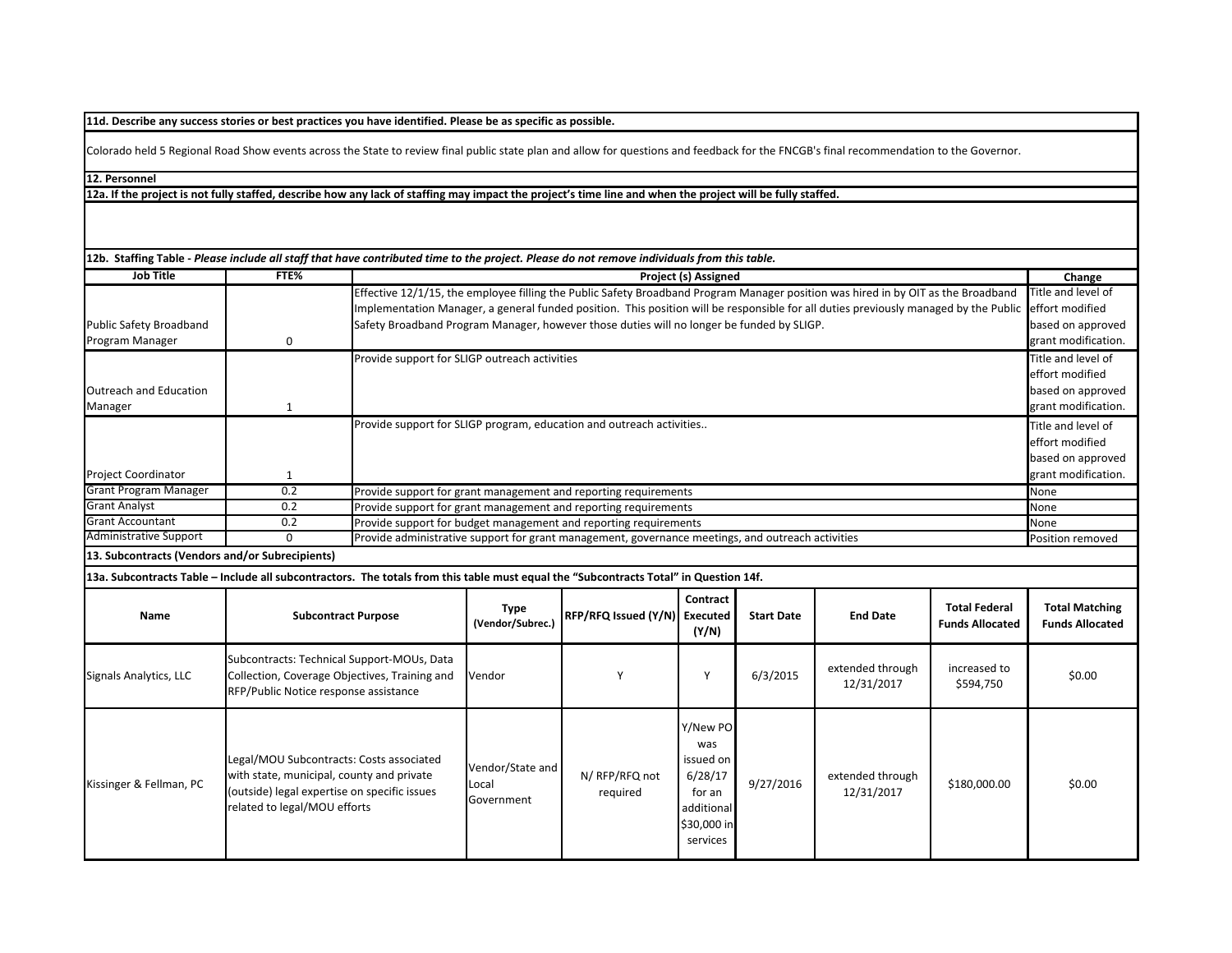**11d. Describe any success stories or best practices you have identified. Please be as specific as possible.**

Colorado held 5 Regional Road Show events across the State to review final public state plan and allow for questions and feedback for the FNCGB's final recommendation to the Governor.

**12. Personnel**

**12a. If the project is not fully staffed, describe how any lack of staffing may impact the project's time line and when the project will be fully staffed.**

**12b. Staffing Table -** ***Please include all staff that have contributed time to the project. Please do not remove individuals from this table.***

| Job Title | FTE% | Project (s) Assigned | Change |
|---|---|---|---|
| Public Safety Broadband Program Manager | 0 | Effective 12/1/15, the employee filling the Public Safety Broadband Program Manager position was hired in by OIT as the Broadband Implementation Manager, a general funded position. This position will be responsible for all duties previously managed by the Public Safety Broadband Program Manager, however those duties will no longer be funded by SLIGP. | Title and level of effort modified based on approved grant modification. |
| Outreach and Education Manager | 1 | Provide support for SLIGP outreach activities | Title and level of effort modified based on approved grant modification. |
| Project Coordinator | 1 | Provide support for SLIGP program, education and outreach activities.. | Title and level of effort modified based on approved grant modification. |
| Grant Program Manager | 0.2 | Provide support for grant management and reporting requirements | None |
| Grant Analyst | 0.2 | Provide support for grant management and reporting requirements | None |
| Grant Accountant | 0.2 | Provide support for budget management and reporting requirements | None |
| Administrative Support | 0 | Provide administrative support for grant management, governance meetings, and outreach activities | Position removed |

**13. Subcontracts (Vendors and/or Subrecipients)**

**13a. Subcontracts Table – Include all subcontractors. The totals from this table must equal the "Subcontracts Total" in Question 14f.**

| Name | Subcontract Purpose | Type (Vendor/Subrec.) | RFP/RFQ Issued (Y/N) | Contract Executed (Y/N) | Start Date | End Date | Total Federal Funds Allocated | Total Matching Funds Allocated |
|---|---|---|---|---|---|---|---|---|
| Signals Analytics, LLC | Subcontracts: Technical Support-MOUs, Data Collection, Coverage Objectives, Training and RFP/Public Notice response assistance | Vendor | Y | Y | 6/3/2015 | extended through 12/31/2017 | increased to $594,750 | $0.00 |
| Kissinger & Fellman, PC | Legal/MOU Subcontracts: Costs associated with state, municipal, county and private (outside) legal expertise on specific issues related to legal/MOU efforts | Vendor/State and Local Government | N/ RFP/RFQ not required | Y/New PO was issued on 6/28/17 for an additional $30,000 in services | 9/27/2016 | extended through 12/31/2017 | $180,000.00 | $0.00 |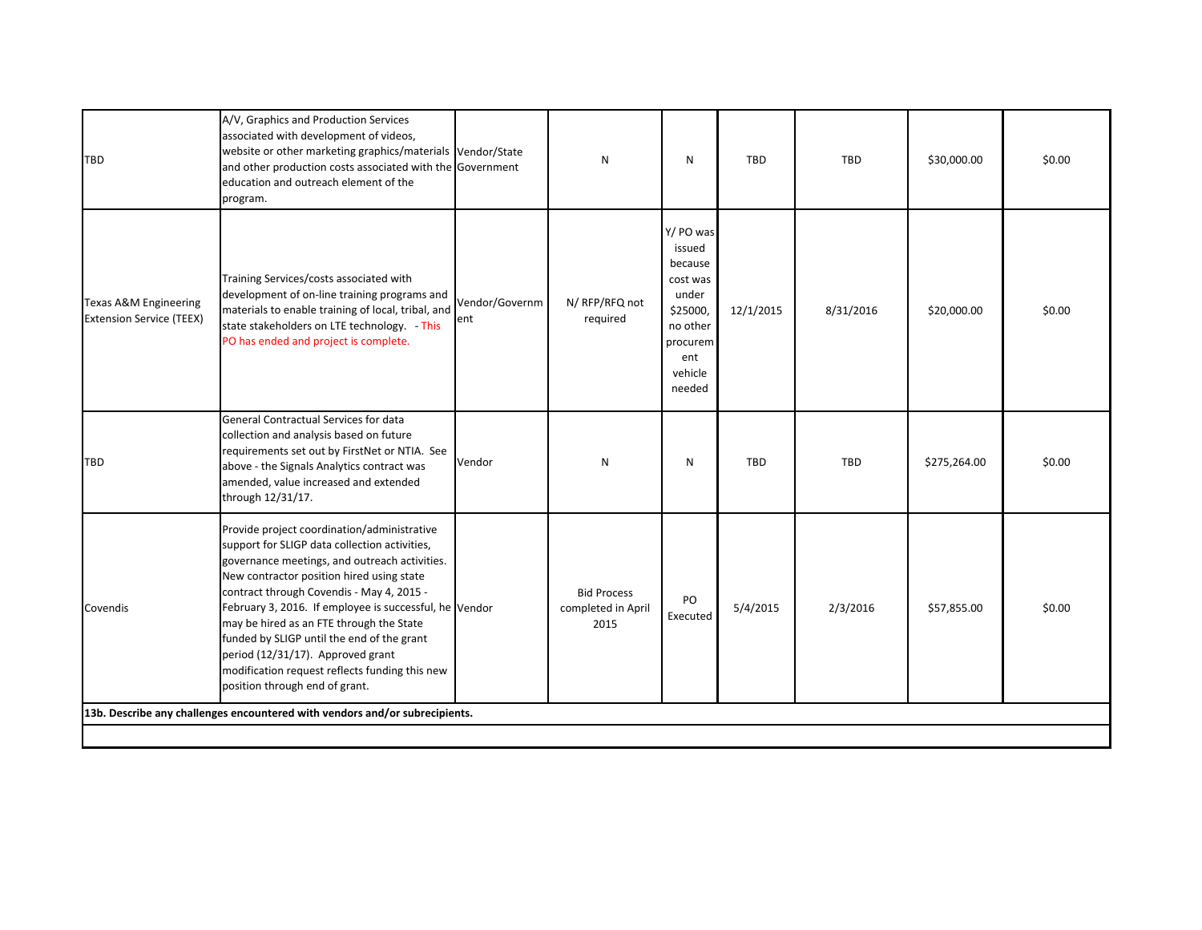| | | | | | | | | |
|---|---|---|---|---|---|---|---|---|
| TBD | A/V, Graphics and Production Services associated with development of videos, website or other marketing graphics/materials and other production costs associated with the education and outreach element of the program. | Vendor/State Government | N | N | TBD | TBD | $30,000.00 | $0.00 |
| Texas A&M Engineering Extension Service (TEEX) | Training Services/costs associated with development of on-line training programs and materials to enable training of local, tribal, and state stakeholders on LTE technology. - This PO has ended and project is complete. | Vendor/Government | N/ RFP/RFQ not required | Y/ PO was issued because cost was under $25000, no other procurement vehicle needed | 12/1/2015 | 8/31/2016 | $20,000.00 | $0.00 |
| TBD | General Contractual Services for data collection and analysis based on future requirements set out by FirstNet or NTIA. See above - the Signals Analytics contract was amended, value increased and extended through 12/31/17. | Vendor | N | N | TBD | TBD | $275,264.00 | $0.00 |
| Covendis | Provide project coordination/administrative support for SLIGP data collection activities, governance meetings, and outreach activities. New contractor position hired using state contract through Covendis - May 4, 2015 - February 3, 2016. If employee is successful, he may be hired as an FTE through the State funded by SLIGP until the end of the grant period (12/31/17). Approved grant modification request reflects funding this new position through end of grant. | Vendor | Bid Process completed in April 2015 | PO Executed | 5/4/2015 | 2/3/2016 | $57,855.00 | $0.00 |

**13b. Describe any challenges encountered with vendors and/or subrecipients.**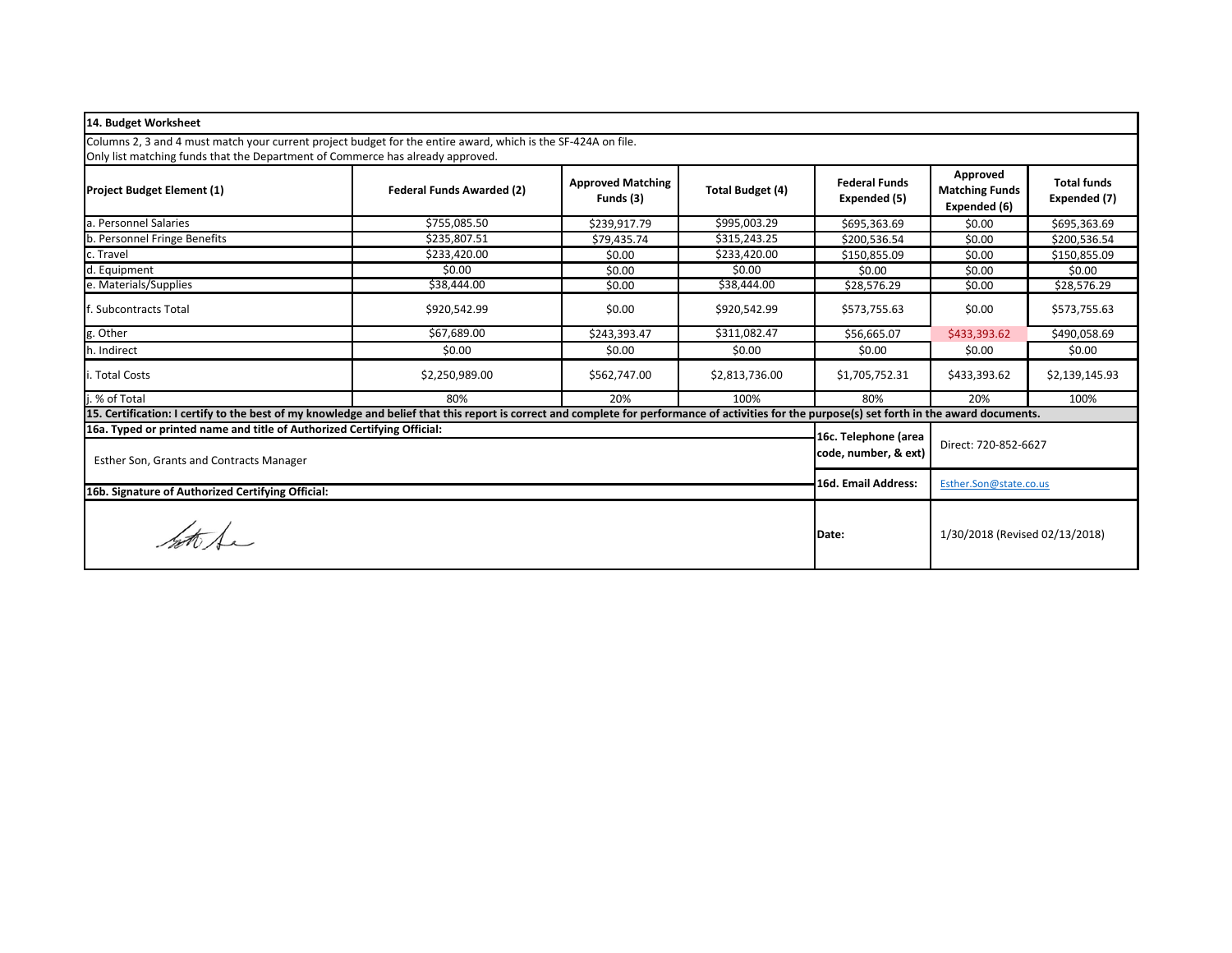**14. Budget Worksheet**

Columns 2, 3 and 4 must match your current project budget for the entire award, which is the SF-424A on file.
Only list matching funds that the Department of Commerce has already approved.

| Project Budget Element (1) | Federal Funds Awarded (2) | Approved Matching Funds (3) | Total Budget (4) | Federal Funds Expended (5) | Approved Matching Funds Expended (6) | Total funds Expended (7) |
|---|---|---|---|---|---|---|
| a. Personnel Salaries | $755,085.50 | $239,917.79 | $995,003.29 | $695,363.69 | $0.00 | $695,363.69 |
| b. Personnel Fringe Benefits | $235,807.51 | $79,435.74 | $315,243.25 | $200,536.54 | $0.00 | $200,536.54 |
| c. Travel | $233,420.00 | $0.00 | $233,420.00 | $150,855.09 | $0.00 | $150,855.09 |
| d. Equipment | $0.00 | $0.00 | $0.00 | $0.00 | $0.00 | $0.00 |
| e. Materials/Supplies | $38,444.00 | $0.00 | $38,444.00 | $28,576.29 | $0.00 | $28,576.29 |
| f. Subcontracts Total | $920,542.99 | $0.00 | $920,542.99 | $573,755.63 | $0.00 | $573,755.63 |
| g. Other | $67,689.00 | $243,393.47 | $311,082.47 | $56,665.07 | $433,393.62 | $490,058.69 |
| h. Indirect | $0.00 | $0.00 | $0.00 | $0.00 | $0.00 | $0.00 |
| i. Total Costs | $2,250,989.00 | $562,747.00 | $2,813,736.00 | $1,705,752.31 | $433,393.62 | $2,139,145.93 |
| j. % of Total | 80% | 20% | 100% | 80% | 20% | 100% |

**15. Certification: I certify to the best of my knowledge and belief that this report is correct and complete for performance of activities for the purpose(s) set forth in the award documents.**

**16a. Typed or printed name and title of Authorized Certifying Official:**

Esther Son, Grants and Contracts Manager

**16c. Telephone (area code, number, & ext)** Direct: 720-852-6627

**16d. Email Address:** Esther.Son@state.co.us

**16b. Signature of Authorized Certifying Official:**

[Signature]

**Date:** 1/30/2018 (Revised 02/13/2018)